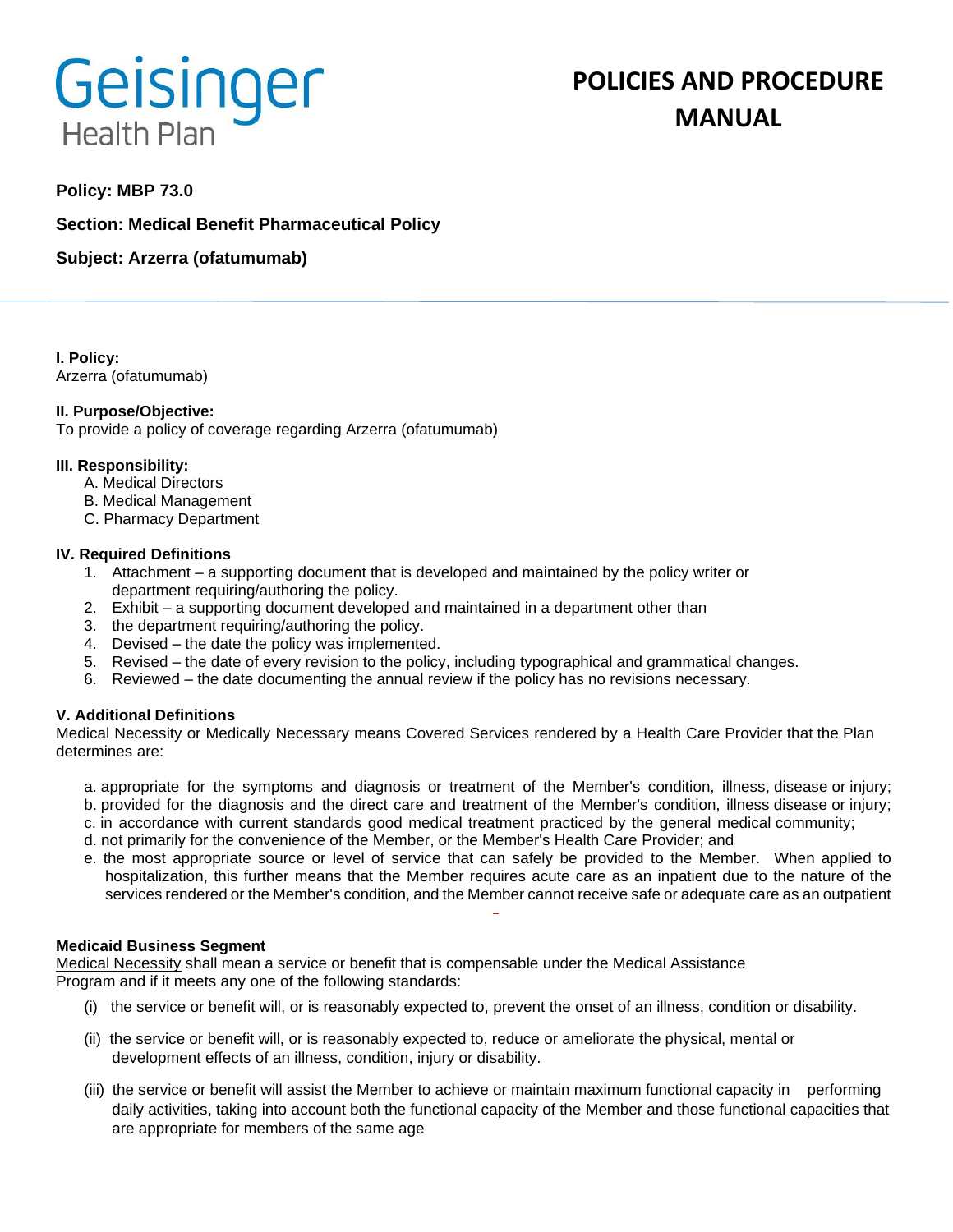Geisinger Health Plan

# POLICIES AND PROCEDURE MANUAL

**Policy: MBP 73.0**

**Section: Medical Benefit Pharmaceutical Policy**

**Subject: Arzerra (ofatumumab)**

**I. Policy:**
Arzerra (ofatumumab)

**II. Purpose/Objective:**
To provide a policy of coverage regarding Arzerra (ofatumumab)

**III. Responsibility:**

A. Medical Directors
B. Medical Management
C. Pharmacy Department

**IV. Required Definitions**

1. Attachment – a supporting document that is developed and maintained by the policy writer or department requiring/authoring the policy.
2. Exhibit – a supporting document developed and maintained in a department other than
3. the department requiring/authoring the policy.
4. Devised – the date the policy was implemented.
5. Revised – the date of every revision to the policy, including typographical and grammatical changes.
6. Reviewed – the date documenting the annual review if the policy has no revisions necessary.

**V. Additional Definitions**

Medical Necessity or Medically Necessary means Covered Services rendered by a Health Care Provider that the Plan determines are:

a. appropriate for the symptoms and diagnosis or treatment of the Member's condition, illness, disease or injury;
b. provided for the diagnosis and the direct care and treatment of the Member's condition, illness disease or injury;
c. in accordance with current standards good medical treatment practiced by the general medical community;
d. not primarily for the convenience of the Member, or the Member's Health Care Provider; and
e. the most appropriate source or level of service that can safely be provided to the Member. When applied to hospitalization, this further means that the Member requires acute care as an inpatient due to the nature of the services rendered or the Member's condition, and the Member cannot receive safe or adequate care as an outpatient

**Medicaid Business Segment**

Medical Necessity shall mean a service or benefit that is compensable under the Medical Assistance Program and if it meets any one of the following standards:

(i) the service or benefit will, or is reasonably expected to, prevent the onset of an illness, condition or disability.

(ii) the service or benefit will, or is reasonably expected to, reduce or ameliorate the physical, mental or development effects of an illness, condition, injury or disability.

(iii) the service or benefit will assist the Member to achieve or maintain maximum functional capacity in performing daily activities, taking into account both the functional capacity of the Member and those functional capacities that are appropriate for members of the same age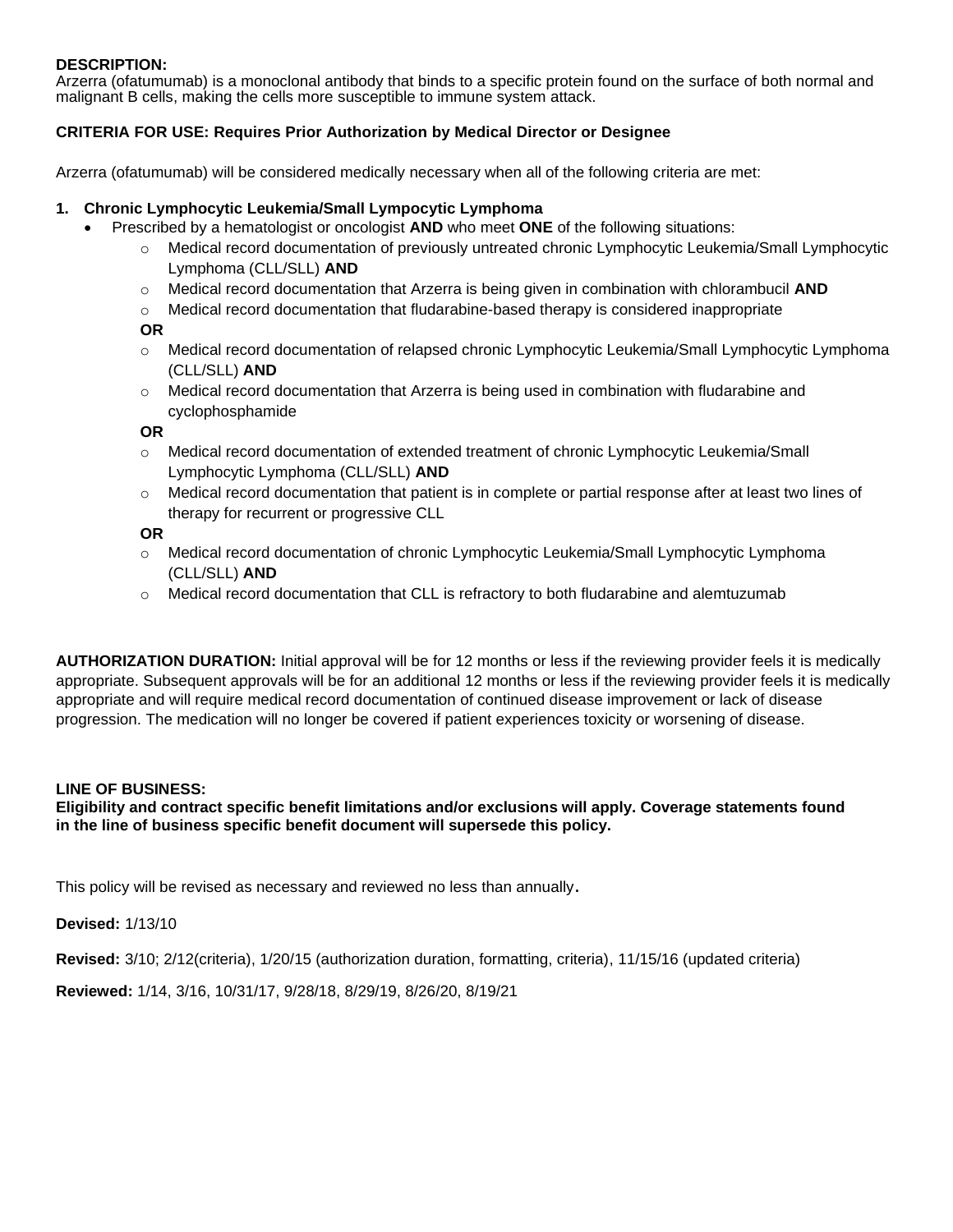**DESCRIPTION:**
Arzerra (ofatumumab) is a monoclonal antibody that binds to a specific protein found on the surface of both normal and malignant B cells, making the cells more susceptible to immune system attack.

**CRITERIA FOR USE: Requires Prior Authorization by Medical Director or Designee**

Arzerra (ofatumumab) will be considered medically necessary when all of the following criteria are met:

1. **Chronic Lymphocytic Leukemia/Small Lympocytic Lymphoma**
   - Prescribed by a hematologist or oncologist **AND** who meet **ONE** of the following situations:
     - Medical record documentation of previously untreated chronic Lymphocytic Leukemia/Small Lymphocytic Lymphoma (CLL/SLL) **AND**
     - Medical record documentation that Arzerra is being given in combination with chlorambucil **AND**
     - Medical record documentation that fludarabine-based therapy is considered inappropriate

     **OR**

     - Medical record documentation of relapsed chronic Lymphocytic Leukemia/Small Lymphocytic Lymphoma (CLL/SLL) **AND**
     - Medical record documentation that Arzerra is being used in combination with fludarabine and cyclophosphamide

     **OR**

     - Medical record documentation of extended treatment of chronic Lymphocytic Leukemia/Small Lymphocytic Lymphoma (CLL/SLL) **AND**
     - Medical record documentation that patient is in complete or partial response after at least two lines of therapy for recurrent or progressive CLL

     **OR**

     - Medical record documentation of chronic Lymphocytic Leukemia/Small Lymphocytic Lymphoma (CLL/SLL) **AND**
     - Medical record documentation that CLL is refractory to both fludarabine and alemtuzumab

**AUTHORIZATION DURATION:** Initial approval will be for 12 months or less if the reviewing provider feels it is medically appropriate. Subsequent approvals will be for an additional 12 months or less if the reviewing provider feels it is medically appropriate and will require medical record documentation of continued disease improvement or lack of disease progression. The medication will no longer be covered if patient experiences toxicity or worsening of disease.

**LINE OF BUSINESS:**
**Eligibility and contract specific benefit limitations and/or exclusions will apply. Coverage statements found in the line of business specific benefit document will supersede this policy.**

This policy will be revised as necessary and reviewed no less than annually.

**Devised:** 1/13/10

**Revised:** 3/10; 2/12(criteria), 1/20/15 (authorization duration, formatting, criteria), 11/15/16 (updated criteria)

**Reviewed:** 1/14, 3/16, 10/31/17, 9/28/18, 8/29/19, 8/26/20, 8/19/21